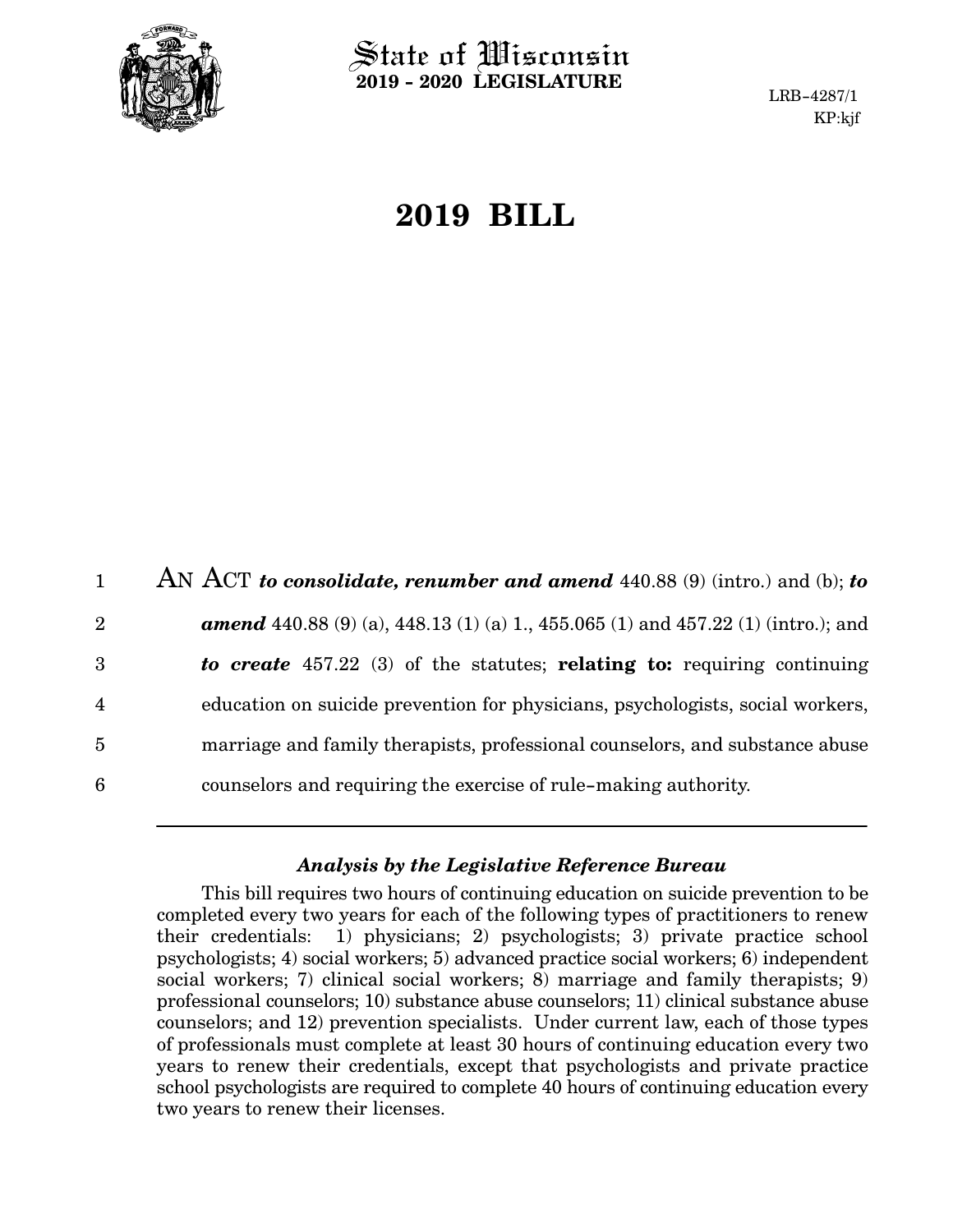State of Wisconsin
**2019 - 2020 LEGISLATURE**

LRB-4287/1
KP:kjf

# 2019 BILL

AN ACT ***to consolidate, renumber and amend*** 440.88 (9) (intro.) and (b); ***to amend*** 440.88 (9) (a), 448.13 (1) (a) 1., 455.065 (1) and 457.22 (1) (intro.); and ***to create*** 457.22 (3) of the statutes; **relating to:** requiring continuing education on suicide prevention for physicians, psychologists, social workers, marriage and family therapists, professional counselors, and substance abuse counselors and requiring the exercise of rule-making authority.

### *Analysis by the Legislative Reference Bureau*

This bill requires two hours of continuing education on suicide prevention to be completed every two years for each of the following types of practitioners to renew their credentials: 1) physicians; 2) psychologists; 3) private practice school psychologists; 4) social workers; 5) advanced practice social workers; 6) independent social workers; 7) clinical social workers; 8) marriage and family therapists; 9) professional counselors; 10) substance abuse counselors; 11) clinical substance abuse counselors; and 12) prevention specialists. Under current law, each of those types of professionals must complete at least 30 hours of continuing education every two years to renew their credentials, except that psychologists and private practice school psychologists are required to complete 40 hours of continuing education every two years to renew their licenses.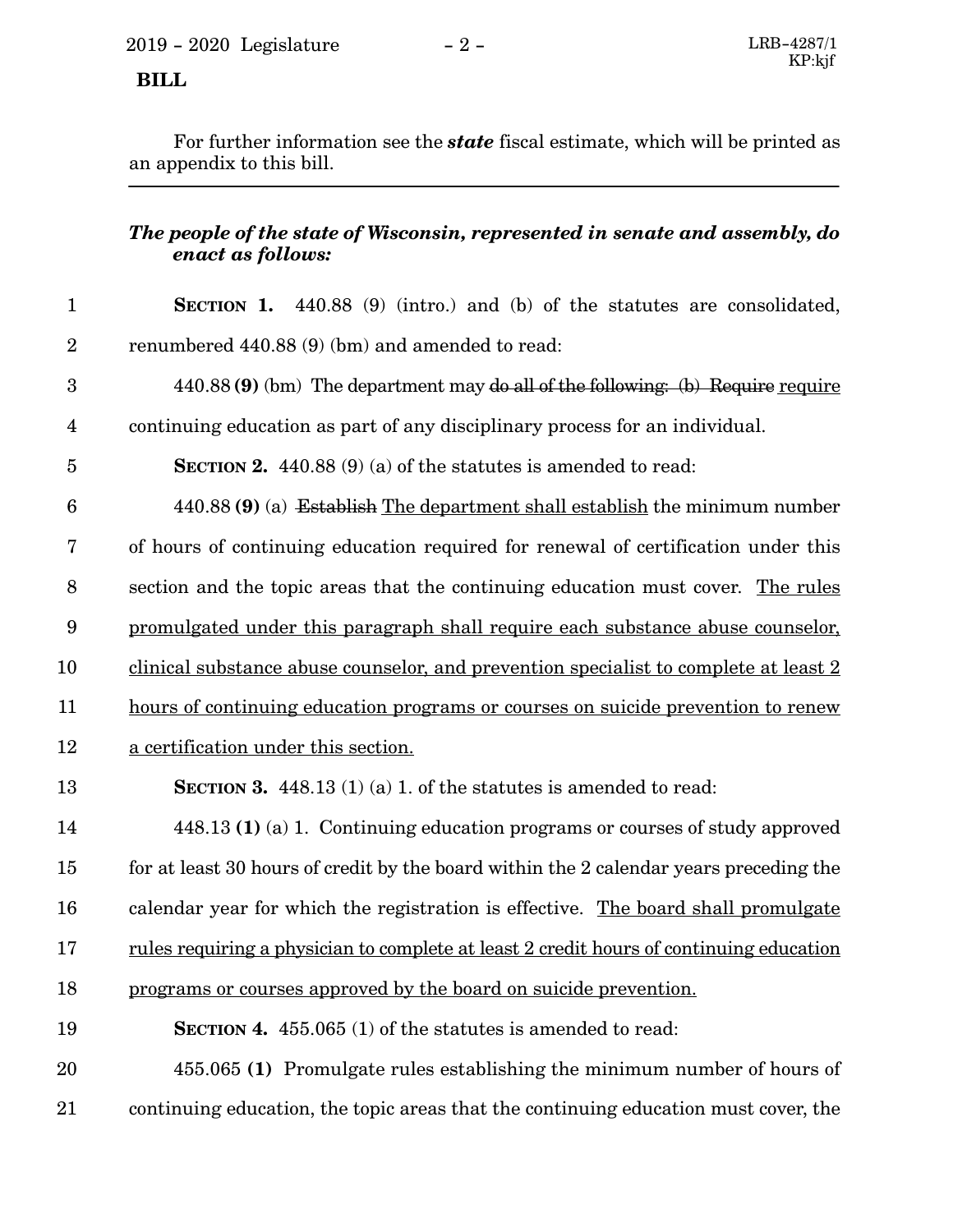For further information see the ***state*** fiscal estimate, which will be printed as an appendix to this bill.

---

***The people of the state of Wisconsin, represented in senate and assembly, do enact as follows:***

**SECTION 1.** 440.88 (9) (intro.) and (b) of the statutes are consolidated, renumbered 440.88 (9) (bm) and amended to read:

440.88 **(9)** (bm) The department may ~~do all of the following: (b) Require~~ require continuing education as part of any disciplinary process for an individual.

**SECTION 2.** 440.88 (9) (a) of the statutes is amended to read:

440.88 **(9)** (a) ~~Establish~~ The department shall establish the minimum number of hours of continuing education required for renewal of certification under this section and the topic areas that the continuing education must cover. The rules promulgated under this paragraph shall require each substance abuse counselor, clinical substance abuse counselor, and prevention specialist to complete at least 2 hours of continuing education programs or courses on suicide prevention to renew a certification under this section.

**SECTION 3.** 448.13 (1) (a) 1. of the statutes is amended to read:

448.13 **(1)** (a) 1. Continuing education programs or courses of study approved for at least 30 hours of credit by the board within the 2 calendar years preceding the calendar year for which the registration is effective. The board shall promulgate rules requiring a physician to complete at least 2 credit hours of continuing education programs or courses approved by the board on suicide prevention.

**SECTION 4.** 455.065 (1) of the statutes is amended to read:

455.065 **(1)** Promulgate rules establishing the minimum number of hours of continuing education, the topic areas that the continuing education must cover, the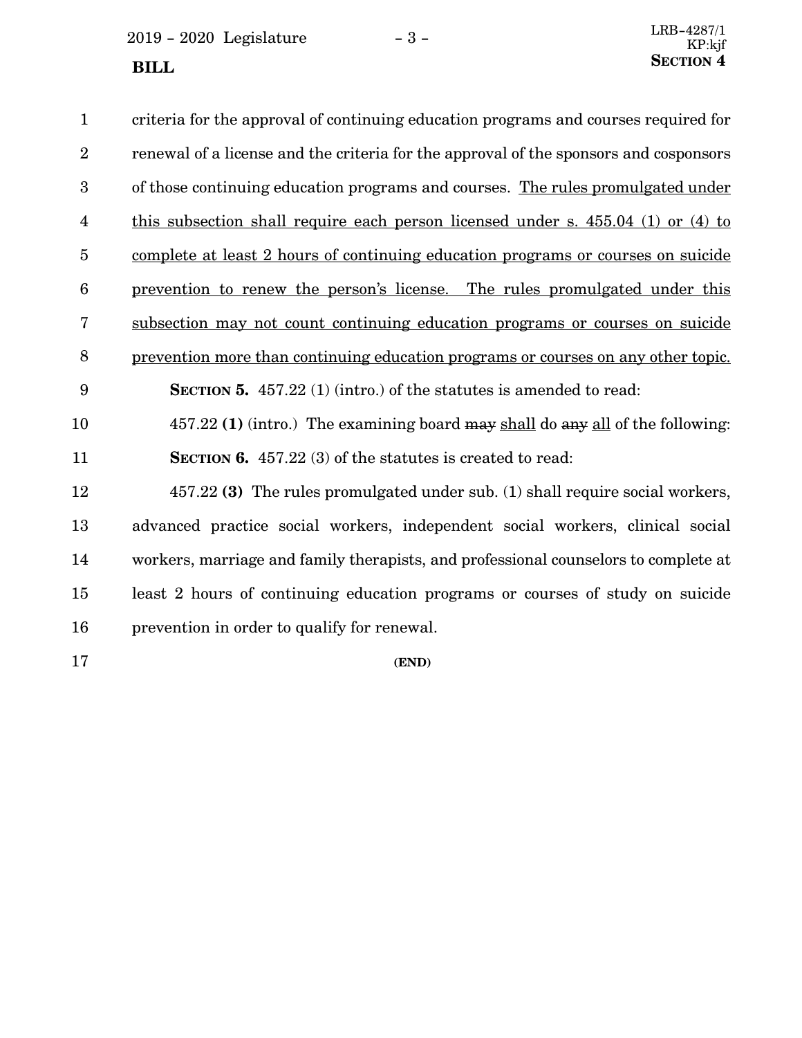criteria for the approval of continuing education programs and courses required for renewal of a license and the criteria for the approval of the sponsors and cosponsors of those continuing education programs and courses. <u>The rules promulgated under this subsection shall require each person licensed under s. 455.04 (1) or (4) to complete at least 2 hours of continuing education programs or courses on suicide prevention to renew the person's license. The rules promulgated under this subsection may not count continuing education programs or courses on suicide prevention more than continuing education programs or courses on any other topic.</u>

**SECTION 5.** 457.22 (1) (intro.) of the statutes is amended to read:

457.22 **(1)** (intro.) The examining board ~~may~~ <u>shall</u> do ~~any~~ <u>all</u> of the following:

**SECTION 6.** 457.22 (3) of the statutes is created to read:

457.22 **(3)** The rules promulgated under sub. (1) shall require social workers, advanced practice social workers, independent social workers, clinical social workers, marriage and family therapists, and professional counselors to complete at least 2 hours of continuing education programs or courses of study on suicide prevention in order to qualify for renewal.

**(END)**